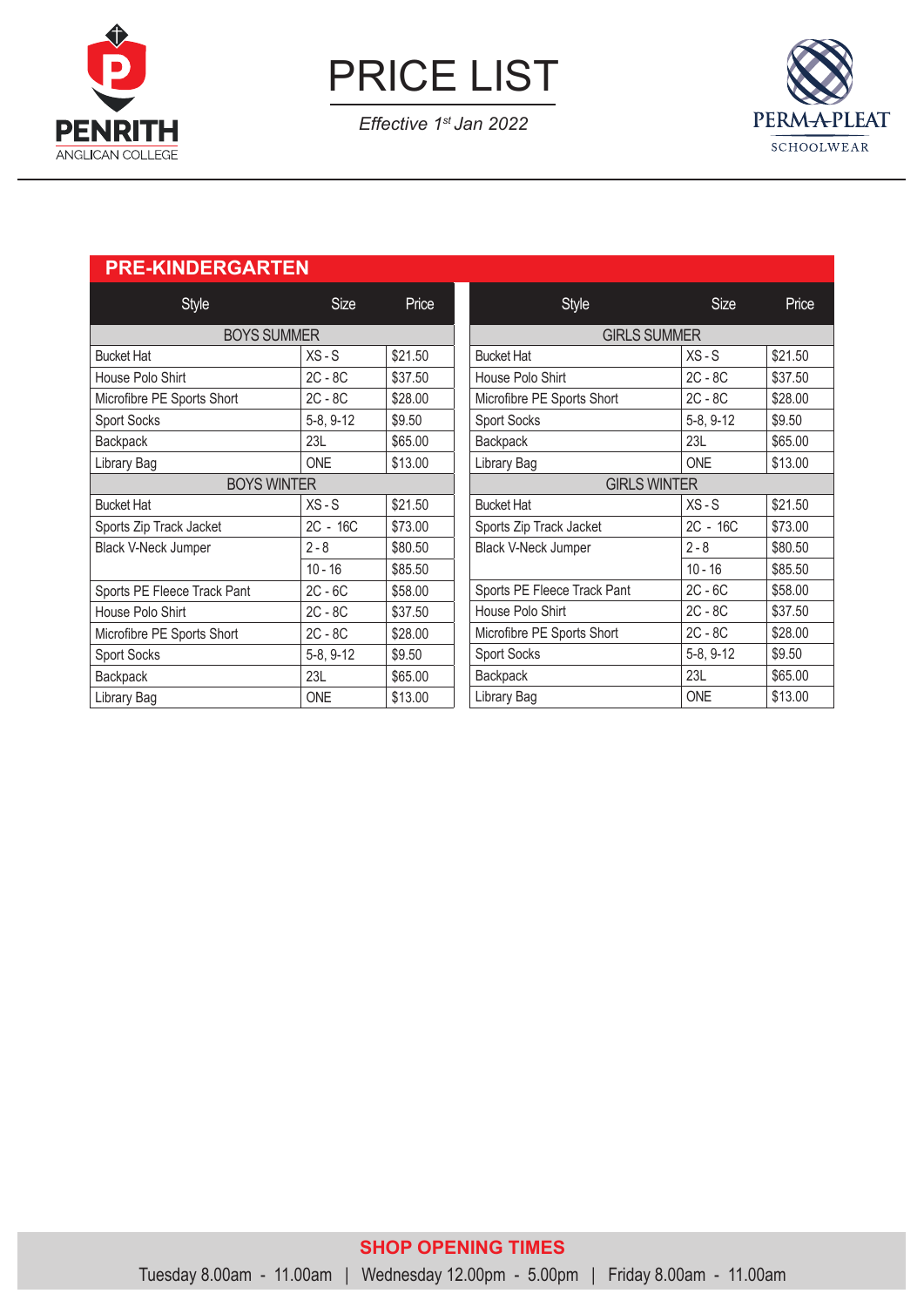PENRITH ANGLICAN COLLEGE

# PRICE LIST

*Effective 1st Jan 2022*

PERM-A-PLEAT SCHOOLWEAR

## PRE-KINDERGARTEN

| Style | Size | Price |
|---|---|---|
| **BOYS SUMMER** | | |
| Bucket Hat | XS - S | $21.50 |
| House Polo Shirt | 2C - 8C | $37.50 |
| Microfibre PE Sports Short | 2C - 8C | $28.00 |
| Sport Socks | 5-8, 9-12 | $9.50 |
| Backpack | 23L | $65.00 |
| Library Bag | ONE | $13.00 |
| **BOYS WINTER** | | |
| Bucket Hat | XS - S | $21.50 |
| Sports Zip Track Jacket | 2C - 16C | $73.00 |
| Black V-Neck Jumper | 2 - 8 | $80.50 |
| | 10 - 16 | $85.50 |
| Sports PE Fleece Track Pant | 2C - 6C | $58.00 |
| House Polo Shirt | 2C - 8C | $37.50 |
| Microfibre PE Sports Short | 2C - 8C | $28.00 |
| Sport Socks | 5-8, 9-12 | $9.50 |
| Backpack | 23L | $65.00 |
| Library Bag | ONE | $13.00 |

| Style | Size | Price |
|---|---|---|
| **GIRLS SUMMER** | | |
| Bucket Hat | XS - S | $21.50 |
| House Polo Shirt | 2C - 8C | $37.50 |
| Microfibre PE Sports Short | 2C - 8C | $28.00 |
| Sport Socks | 5-8, 9-12 | $9.50 |
| Backpack | 23L | $65.00 |
| Library Bag | ONE | $13.00 |
| **GIRLS WINTER** | | |
| Bucket Hat | XS - S | $21.50 |
| Sports Zip Track Jacket | 2C - 16C | $73.00 |
| Black V-Neck Jumper | 2 - 8 | $80.50 |
| | 10 - 16 | $85.50 |
| Sports PE Fleece Track Pant | 2C - 6C | $58.00 |
| House Polo Shirt | 2C - 8C | $37.50 |
| Microfibre PE Sports Short | 2C - 8C | $28.00 |
| Sport Socks | 5-8, 9-12 | $9.50 |
| Backpack | 23L | $65.00 |
| Library Bag | ONE | $13.00 |

**SHOP OPENING TIMES**

Tuesday 8.00am - 11.00am | Wednesday 12.00pm - 5.00pm | Friday 8.00am - 11.00am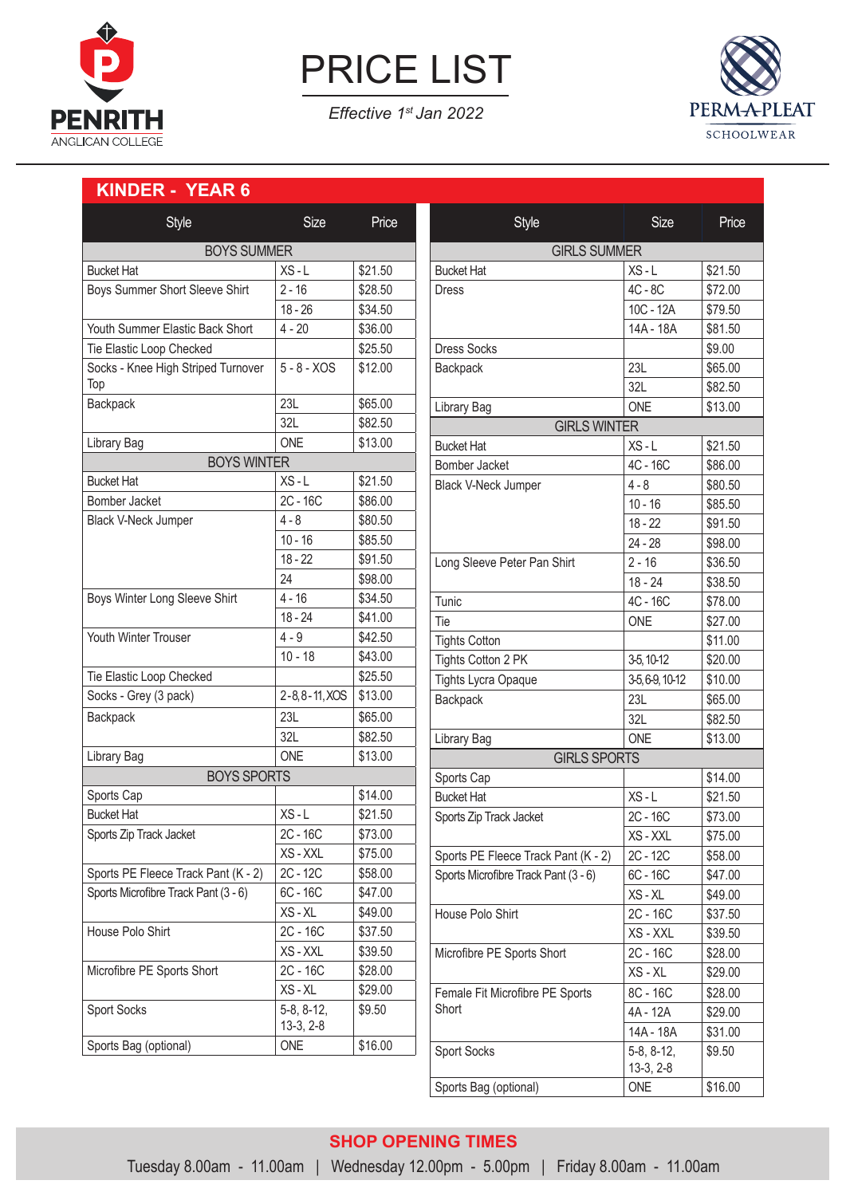PENRITH ANGLICAN COLLEGE

# PRICE LIST

*Effective 1st Jan 2022*

PERM-A-PLEAT SCHOOLWEAR

## KINDER - YEAR 6

| Style | Size | Price |
|---|---|---|
| **BOYS SUMMER** | | |
| Bucket Hat | XS - L | $21.50 |
| Boys Summer Short Sleeve Shirt | 2 - 16 | $28.50 |
| | 18 - 26 | $34.50 |
| Youth Summer Elastic Back Short | 4 - 20 | $36.00 |
| Tie Elastic Loop Checked | | $25.50 |
| Socks - Knee High Striped Turnover Top | 5 - 8 - XOS | $12.00 |
| Backpack | 23L | $65.00 |
| | 32L | $82.50 |
| Library Bag | ONE | $13.00 |
| **BOYS WINTER** | | |
| Bucket Hat | XS - L | $21.50 |
| Bomber Jacket | 2C - 16C | $86.00 |
| Black V-Neck Jumper | 4 - 8 | $80.50 |
| | 10 - 16 | $85.50 |
| | 18 - 22 | $91.50 |
| | 24 | $98.00 |
| Boys Winter Long Sleeve Shirt | 4 - 16 | $34.50 |
| | 18 - 24 | $41.00 |
| Youth Winter Trouser | 4 - 9 | $42.50 |
| | 10 - 18 | $43.00 |
| Tie Elastic Loop Checked | | $25.50 |
| Socks - Grey (3 pack) | 2-8, 8-11, XOS | $13.00 |
| Backpack | 23L | $65.00 |
| | 32L | $82.50 |
| Library Bag | ONE | $13.00 |
| **BOYS SPORTS** | | |
| Sports Cap | | $14.00 |
| Bucket Hat | XS - L | $21.50 |
| Sports Zip Track Jacket | 2C - 16C | $73.00 |
| | XS - XXL | $75.00 |
| Sports PE Fleece Track Pant (K - 2) | 2C - 12C | $58.00 |
| Sports Microfibre Track Pant (3 - 6) | 6C - 16C | $47.00 |
| | XS - XL | $49.00 |
| House Polo Shirt | 2C - 16C | $37.50 |
| | XS - XXL | $39.50 |
| Microfibre PE Sports Short | 2C - 16C | $28.00 |
| | XS - XL | $29.00 |
| Sport Socks | 5-8, 8-12, 13-3, 2-8 | $9.50 |
| Sports Bag (optional) | ONE | $16.00 |

| Style | Size | Price |
|---|---|---|
| **GIRLS SUMMER** | | |
| Bucket Hat | XS - L | $21.50 |
| Dress | 4C - 8C | $72.00 |
| | 10C - 12A | $79.50 |
| | 14A - 18A | $81.50 |
| Dress Socks | | $9.00 |
| Backpack | 23L | $65.00 |
| | 32L | $82.50 |
| Library Bag | ONE | $13.00 |
| **GIRLS WINTER** | | |
| Bucket Hat | XS - L | $21.50 |
| Bomber Jacket | 4C - 16C | $86.00 |
| Black V-Neck Jumper | 4 - 8 | $80.50 |
| | 10 - 16 | $85.50 |
| | 18 - 22 | $91.50 |
| | 24 - 28 | $98.00 |
| Long Sleeve Peter Pan Shirt | 2 - 16 | $36.50 |
| | 18 - 24 | $38.50 |
| Tunic | 4C - 16C | $78.00 |
| Tie | ONE | $27.00 |
| Tights Cotton | | $11.00 |
| Tights Cotton 2 PK | 3-5, 10-12 | $20.00 |
| Tights Lycra Opaque | 3-5, 6-9, 10-12 | $10.00 |
| Backpack | 23L | $65.00 |
| | 32L | $82.50 |
| Library Bag | ONE | $13.00 |
| **GIRLS SPORTS** | | |
| Sports Cap | | $14.00 |
| Bucket Hat | XS - L | $21.50 |
| Sports Zip Track Jacket | 2C - 16C | $73.00 |
| | XS - XXL | $75.00 |
| Sports PE Fleece Track Pant (K - 2) | 2C - 12C | $58.00 |
| Sports Microfibre Track Pant (3 - 6) | 6C - 16C | $47.00 |
| | XS - XL | $49.00 |
| House Polo Shirt | 2C - 16C | $37.50 |
| | XS - XXL | $39.50 |
| Microfibre PE Sports Short | 2C - 16C | $28.00 |
| | XS - XL | $29.00 |
| Female Fit Microfibre PE Sports Short | 8C - 16C | $28.00 |
| | 4A - 12A | $29.00 |
| | 14A - 18A | $31.00 |
| Sport Socks | 5-8, 8-12, 13-3, 2-8 | $9.50 |
| Sports Bag (optional) | ONE | $16.00 |

## SHOP OPENING TIMES

Tuesday 8.00am - 11.00am | Wednesday 12.00pm - 5.00pm | Friday 8.00am - 11.00am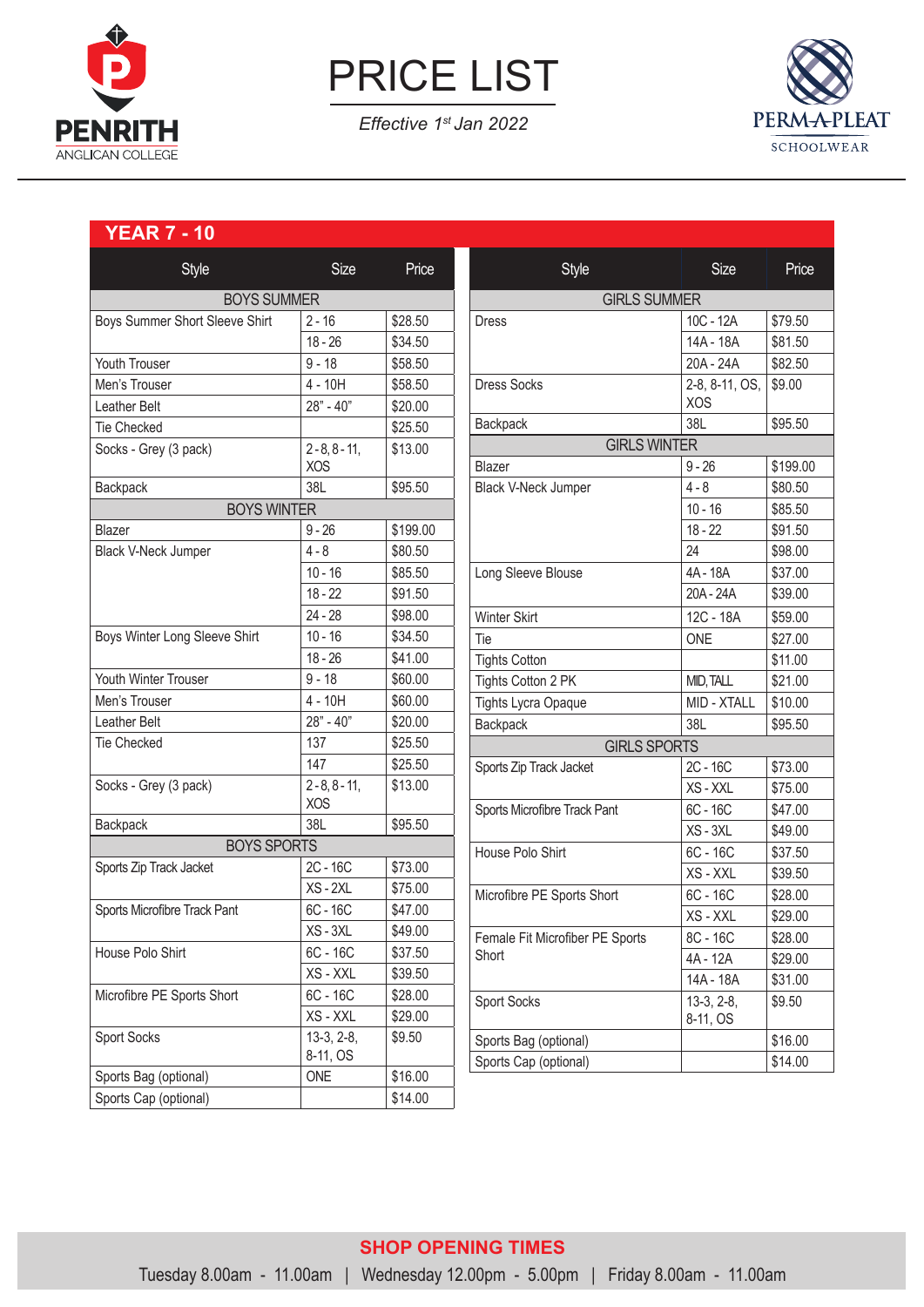PENRITH ANGLICAN COLLEGE

# PRICE LIST

*Effective 1st Jan 2022*

PERM-A-PLEAT SCHOOLWEAR

## YEAR 7 - 10

| Style | Size | Price |
|---|---|---|
| **BOYS SUMMER** | | |
| Boys Summer Short Sleeve Shirt | 2 - 16 | $28.50 |
| | 18 - 26 | $34.50 |
| Youth Trouser | 9 - 18 | $58.50 |
| Men's Trouser | 4 - 10H | $58.50 |
| Leather Belt | 28" - 40" | $20.00 |
| Tie Checked | | $25.50 |
| Socks - Grey (3 pack) | 2 - 8, 8 - 11, XOS | $13.00 |
| Backpack | 38L | $95.50 |
| **BOYS WINTER** | | |
| Blazer | 9 - 26 | $199.00 |
| Black V-Neck Jumper | 4 - 8 | $80.50 |
| | 10 - 16 | $85.50 |
| | 18 - 22 | $91.50 |
| | 24 - 28 | $98.00 |
| Boys Winter Long Sleeve Shirt | 10 - 16 | $34.50 |
| | 18 - 26 | $41.00 |
| Youth Winter Trouser | 9 - 18 | $60.00 |
| Men's Trouser | 4 - 10H | $60.00 |
| Leather Belt | 28" - 40" | $20.00 |
| Tie Checked | 137 | $25.50 |
| | 147 | $25.50 |
| Socks - Grey (3 pack) | 2 - 8, 8 - 11, XOS | $13.00 |
| Backpack | 38L | $95.50 |
| **BOYS SPORTS** | | |
| Sports Zip Track Jacket | 2C - 16C | $73.00 |
| | XS - 2XL | $75.00 |
| Sports Microfibre Track Pant | 6C - 16C | $47.00 |
| | XS - 3XL | $49.00 |
| House Polo Shirt | 6C - 16C | $37.50 |
| | XS - XXL | $39.50 |
| Microfibre PE Sports Short | 6C - 16C | $28.00 |
| | XS - XXL | $29.00 |
| Sport Socks | 13-3, 2-8, 8-11, OS | $9.50 |
| Sports Bag (optional) | ONE | $16.00 |
| Sports Cap (optional) | | $14.00 |

| Style | Size | Price |
|---|---|---|
| **GIRLS SUMMER** | | |
| Dress | 10C - 12A | $79.50 |
| | 14A - 18A | $81.50 |
| | 20A - 24A | $82.50 |
| Dress Socks | 2-8, 8-11, OS, XOS | $9.00 |
| Backpack | 38L | $95.50 |
| **GIRLS WINTER** | | |
| Blazer | 9 - 26 | $199.00 |
| Black V-Neck Jumper | 4 - 8 | $80.50 |
| | 10 - 16 | $85.50 |
| | 18 - 22 | $91.50 |
| | 24 | $98.00 |
| Long Sleeve Blouse | 4A - 18A | $37.00 |
| | 20A - 24A | $39.00 |
| Winter Skirt | 12C - 18A | $59.00 |
| Tie | ONE | $27.00 |
| Tights Cotton | | $11.00 |
| Tights Cotton 2 PK | MID, TALL | $21.00 |
| Tights Lycra Opaque | MID - XTALL | $10.00 |
| Backpack | 38L | $95.50 |
| **GIRLS SPORTS** | | |
| Sports Zip Track Jacket | 2C - 16C | $73.00 |
| | XS - XXL | $75.00 |
| Sports Microfibre Track Pant | 6C - 16C | $47.00 |
| | XS - 3XL | $49.00 |
| House Polo Shirt | 6C - 16C | $37.50 |
| | XS - XXL | $39.50 |
| Microfibre PE Sports Short | 6C - 16C | $28.00 |
| | XS - XXL | $29.00 |
| Female Fit Microfiber PE Sports Short | 8C - 16C | $28.00 |
| | 4A - 12A | $29.00 |
| | 14A - 18A | $31.00 |
| Sport Socks | 13-3, 2-8, 8-11, OS | $9.50 |
| Sports Bag (optional) | | $16.00 |
| Sports Cap (optional) | | $14.00 |

**SHOP OPENING TIMES**

Tuesday 8.00am - 11.00am | Wednesday 12.00pm - 5.00pm | Friday 8.00am - 11.00am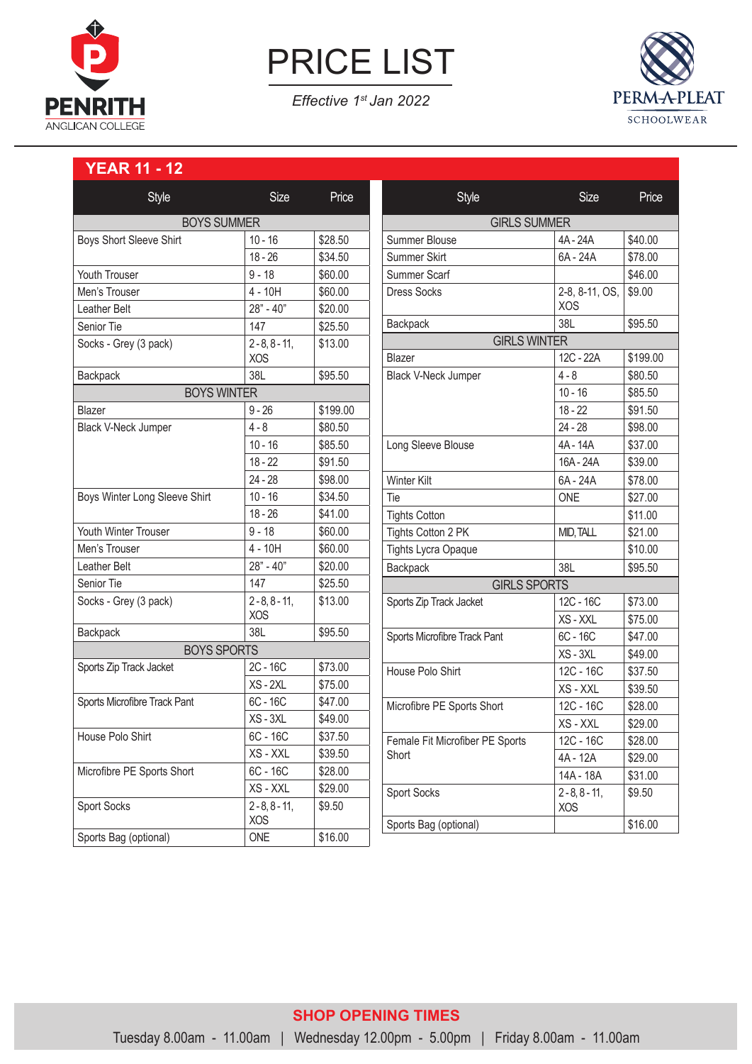PENRITH ANGLICAN COLLEGE

# PRICE LIST

*Effective 1st Jan 2022*

PERM-A-PLEAT SCHOOLWEAR

## YEAR 11 - 12

| Style | Size | Price |
|---|---|---|
| **BOYS SUMMER** | | |
| Boys Short Sleeve Shirt | 10 - 16 | $28.50 |
| | 18 - 26 | $34.50 |
| Youth Trouser | 9 - 18 | $60.00 |
| Men's Trouser | 4 - 10H | $60.00 |
| Leather Belt | 28" - 40" | $20.00 |
| Senior Tie | 147 | $25.50 |
| Socks - Grey (3 pack) | 2 - 8, 8 - 11, XOS | $13.00 |
| Backpack | 38L | $95.50 |
| **BOYS WINTER** | | |
| Blazer | 9 - 26 | $199.00 |
| Black V-Neck Jumper | 4 - 8 | $80.50 |
| | 10 - 16 | $85.50 |
| | 18 - 22 | $91.50 |
| | 24 - 28 | $98.00 |
| Boys Winter Long Sleeve Shirt | 10 - 16 | $34.50 |
| | 18 - 26 | $41.00 |
| Youth Winter Trouser | 9 - 18 | $60.00 |
| Men's Trouser | 4 - 10H | $60.00 |
| Leather Belt | 28" - 40" | $20.00 |
| Senior Tie | 147 | $25.50 |
| Socks - Grey (3 pack) | 2 - 8, 8 - 11, XOS | $13.00 |
| Backpack | 38L | $95.50 |
| **BOYS SPORTS** | | |
| Sports Zip Track Jacket | 2C - 16C | $73.00 |
| | XS - 2XL | $75.00 |
| Sports Microfibre Track Pant | 6C - 16C | $47.00 |
| | XS - 3XL | $49.00 |
| House Polo Shirt | 6C - 16C | $37.50 |
| | XS - XXL | $39.50 |
| Microfibre PE Sports Short | 6C - 16C | $28.00 |
| | XS - XXL | $29.00 |
| Sport Socks | 2 - 8, 8 - 11, XOS | $9.50 |
| Sports Bag (optional) | ONE | $16.00 |

| Style | Size | Price |
|---|---|---|
| **GIRLS SUMMER** | | |
| Summer Blouse | 4A - 24A | $40.00 |
| Summer Skirt | 6A - 24A | $78.00 |
| Summer Scarf | | $46.00 |
| Dress Socks | 2-8, 8-11, OS, XOS | $9.00 |
| Backpack | 38L | $95.50 |
| **GIRLS WINTER** | | |
| Blazer | 12C - 22A | $199.00 |
| Black V-Neck Jumper | 4 - 8 | $80.50 |
| | 10 - 16 | $85.50 |
| | 18 - 22 | $91.50 |
| | 24 - 28 | $98.00 |
| Long Sleeve Blouse | 4A - 14A | $37.00 |
| | 16A - 24A | $39.00 |
| Winter Kilt | 6A - 24A | $78.00 |
| Tie | ONE | $27.00 |
| Tights Cotton | | $11.00 |
| Tights Cotton 2 PK | MID, TALL | $21.00 |
| Tights Lycra Opaque | | $10.00 |
| Backpack | 38L | $95.50 |
| **GIRLS SPORTS** | | |
| Sports Zip Track Jacket | 12C - 16C | $73.00 |
| | XS - XXL | $75.00 |
| Sports Microfibre Track Pant | 6C - 16C | $47.00 |
| | XS - 3XL | $49.00 |
| House Polo Shirt | 12C - 16C | $37.50 |
| | XS - XXL | $39.50 |
| Microfibre PE Sports Short | 12C - 16C | $28.00 |
| | XS - XXL | $29.00 |
| Female Fit Microfiber PE Sports Short | 12C - 16C | $28.00 |
| | 4A - 12A | $29.00 |
| | 14A - 18A | $31.00 |
| Sport Socks | 2 - 8, 8 - 11, XOS | $9.50 |
| Sports Bag (optional) | | $16.00 |

## SHOP OPENING TIMES

Tuesday 8.00am - 11.00am | Wednesday 12.00pm - 5.00pm | Friday 8.00am - 11.00am